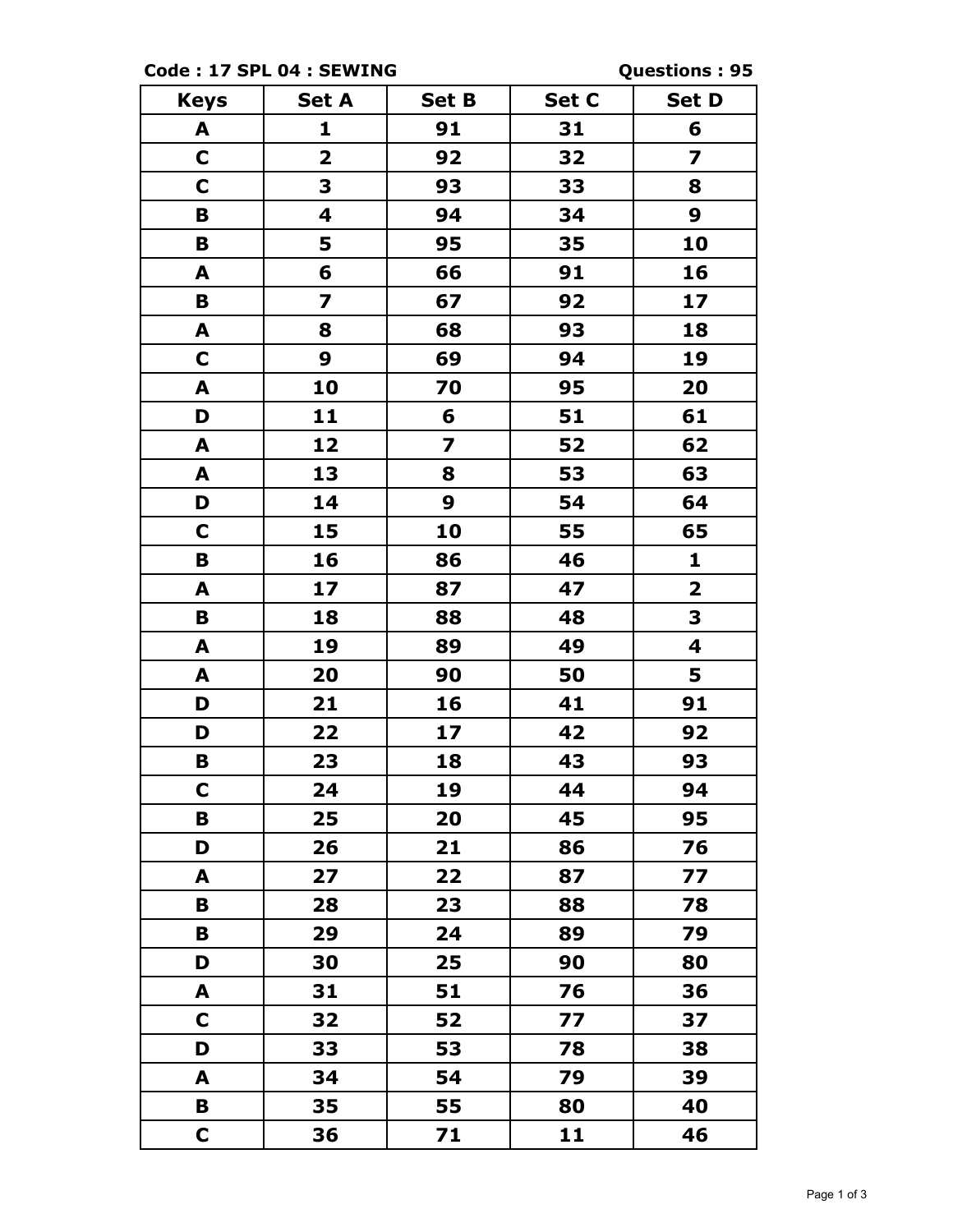**Code : 17 SPL 04 : SEWING** **Questions : 95**

| Keys | Set A | Set B | Set C | Set D |
|---|---|---|---|---|
| A | 1 | 91 | 31 | 6 |
| C | 2 | 92 | 32 | 7 |
| C | 3 | 93 | 33 | 8 |
| B | 4 | 94 | 34 | 9 |
| B | 5 | 95 | 35 | 10 |
| A | 6 | 66 | 91 | 16 |
| B | 7 | 67 | 92 | 17 |
| A | 8 | 68 | 93 | 18 |
| C | 9 | 69 | 94 | 19 |
| A | 10 | 70 | 95 | 20 |
| D | 11 | 6 | 51 | 61 |
| A | 12 | 7 | 52 | 62 |
| A | 13 | 8 | 53 | 63 |
| D | 14 | 9 | 54 | 64 |
| C | 15 | 10 | 55 | 65 |
| B | 16 | 86 | 46 | 1 |
| A | 17 | 87 | 47 | 2 |
| B | 18 | 88 | 48 | 3 |
| A | 19 | 89 | 49 | 4 |
| A | 20 | 90 | 50 | 5 |
| D | 21 | 16 | 41 | 91 |
| D | 22 | 17 | 42 | 92 |
| B | 23 | 18 | 43 | 93 |
| C | 24 | 19 | 44 | 94 |
| B | 25 | 20 | 45 | 95 |
| D | 26 | 21 | 86 | 76 |
| A | 27 | 22 | 87 | 77 |
| B | 28 | 23 | 88 | 78 |
| B | 29 | 24 | 89 | 79 |
| D | 30 | 25 | 90 | 80 |
| A | 31 | 51 | 76 | 36 |
| C | 32 | 52 | 77 | 37 |
| D | 33 | 53 | 78 | 38 |
| A | 34 | 54 | 79 | 39 |
| B | 35 | 55 | 80 | 40 |
| C | 36 | 71 | 11 | 46 |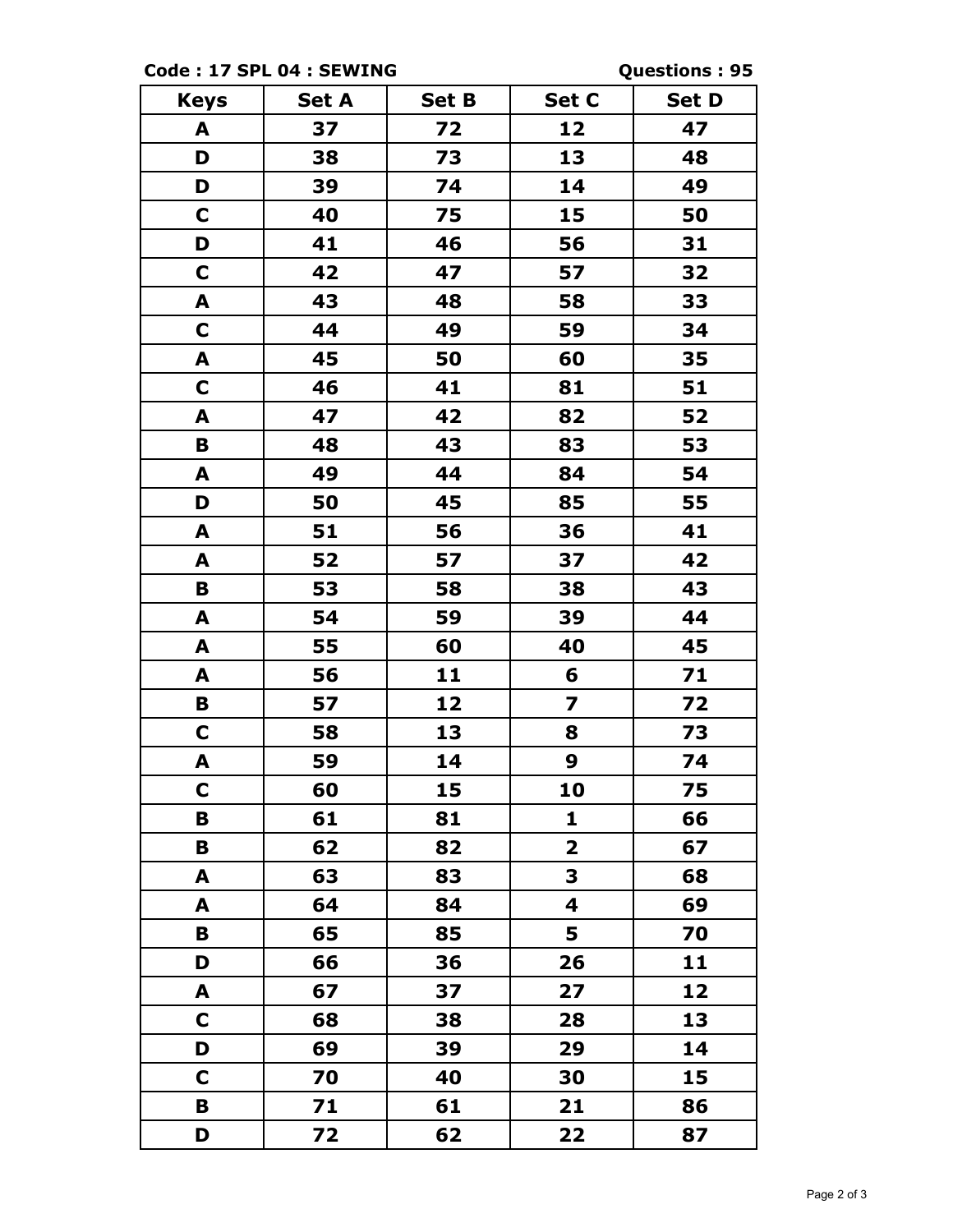**Code : 17 SPL 04 : SEWING** **Questions : 95**

| Keys | Set A | Set B | Set C | Set D |
|---|---|---|---|---|
| A | 37 | 72 | 12 | 47 |
| D | 38 | 73 | 13 | 48 |
| D | 39 | 74 | 14 | 49 |
| C | 40 | 75 | 15 | 50 |
| D | 41 | 46 | 56 | 31 |
| C | 42 | 47 | 57 | 32 |
| A | 43 | 48 | 58 | 33 |
| C | 44 | 49 | 59 | 34 |
| A | 45 | 50 | 60 | 35 |
| C | 46 | 41 | 81 | 51 |
| A | 47 | 42 | 82 | 52 |
| B | 48 | 43 | 83 | 53 |
| A | 49 | 44 | 84 | 54 |
| D | 50 | 45 | 85 | 55 |
| A | 51 | 56 | 36 | 41 |
| A | 52 | 57 | 37 | 42 |
| B | 53 | 58 | 38 | 43 |
| A | 54 | 59 | 39 | 44 |
| A | 55 | 60 | 40 | 45 |
| A | 56 | 11 | 6 | 71 |
| B | 57 | 12 | 7 | 72 |
| C | 58 | 13 | 8 | 73 |
| A | 59 | 14 | 9 | 74 |
| C | 60 | 15 | 10 | 75 |
| B | 61 | 81 | 1 | 66 |
| B | 62 | 82 | 2 | 67 |
| A | 63 | 83 | 3 | 68 |
| A | 64 | 84 | 4 | 69 |
| B | 65 | 85 | 5 | 70 |
| D | 66 | 36 | 26 | 11 |
| A | 67 | 37 | 27 | 12 |
| C | 68 | 38 | 28 | 13 |
| D | 69 | 39 | 29 | 14 |
| C | 70 | 40 | 30 | 15 |
| B | 71 | 61 | 21 | 86 |
| D | 72 | 62 | 22 | 87 |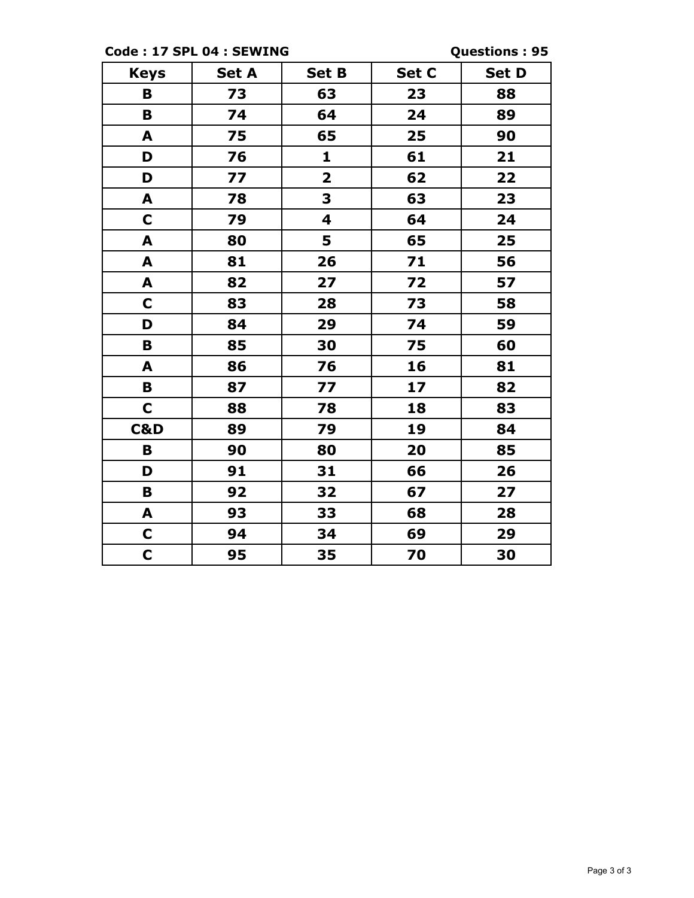**Code : 17 SPL 04 : SEWING** **Questions : 95**

| Keys | Set A | Set B | Set C | Set D |
|---|---|---|---|---|
| B | 73 | 63 | 23 | 88 |
| B | 74 | 64 | 24 | 89 |
| A | 75 | 65 | 25 | 90 |
| D | 76 | 1 | 61 | 21 |
| D | 77 | 2 | 62 | 22 |
| A | 78 | 3 | 63 | 23 |
| C | 79 | 4 | 64 | 24 |
| A | 80 | 5 | 65 | 25 |
| A | 81 | 26 | 71 | 56 |
| A | 82 | 27 | 72 | 57 |
| C | 83 | 28 | 73 | 58 |
| D | 84 | 29 | 74 | 59 |
| B | 85 | 30 | 75 | 60 |
| A | 86 | 76 | 16 | 81 |
| B | 87 | 77 | 17 | 82 |
| C | 88 | 78 | 18 | 83 |
| C&D | 89 | 79 | 19 | 84 |
| B | 90 | 80 | 20 | 85 |
| D | 91 | 31 | 66 | 26 |
| B | 92 | 32 | 67 | 27 |
| A | 93 | 33 | 68 | 28 |
| C | 94 | 34 | 69 | 29 |
| C | 95 | 35 | 70 | 30 |